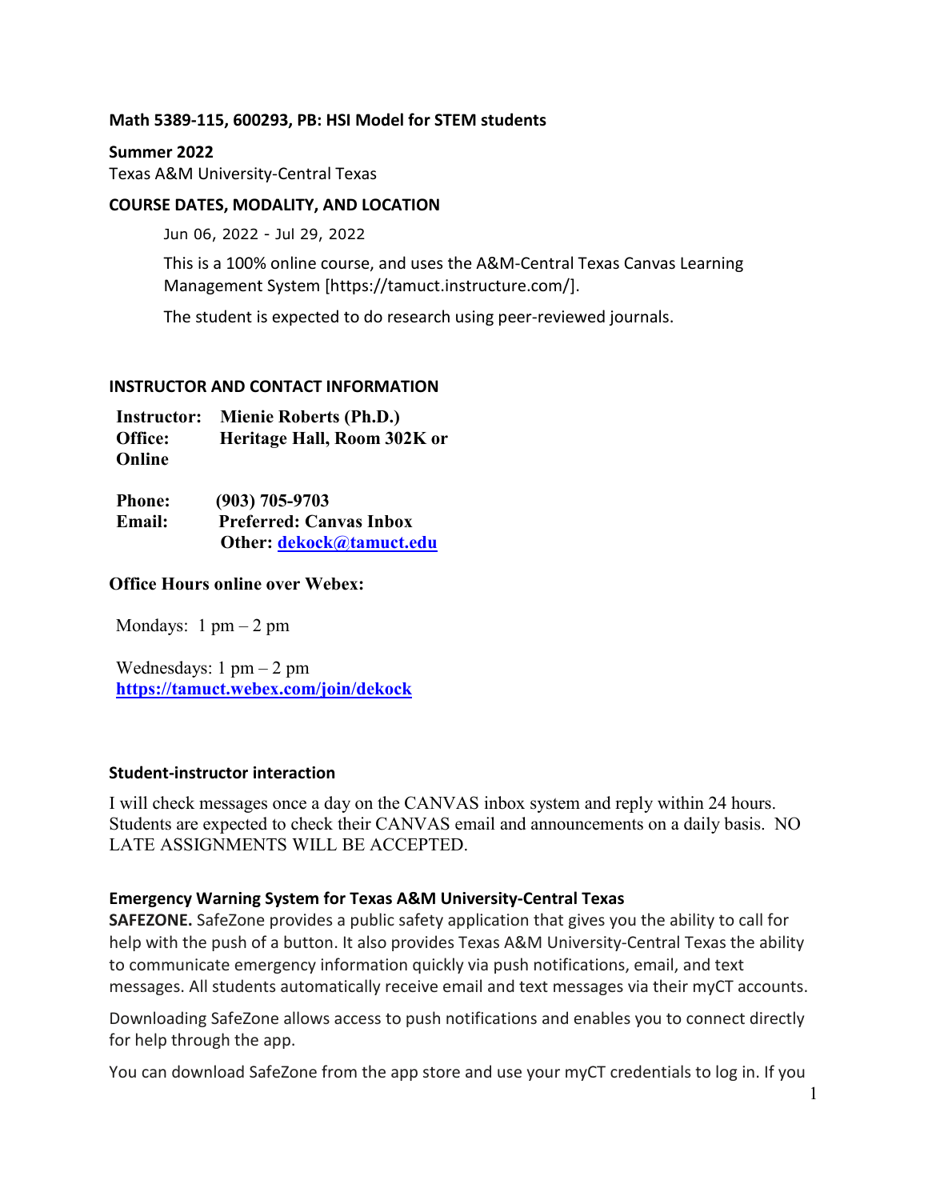**Math 5389-115, 600293, PB: HSI Model for STEM students**

**Summer 2022**
Texas A&M University-Central Texas

**COURSE DATES, MODALITY, AND LOCATION**

Jun 06, 2022 - Jul 29, 2022

This is a 100% online course, and uses the A&M-Central Texas Canvas Learning Management System [https://tamuct.instructure.com/].

The student is expected to do research using peer-reviewed journals.

**INSTRUCTOR AND CONTACT INFORMATION**

**Instructor:** **Mienie Roberts (Ph.D.)**
**Office:** **Heritage Hall, Room 302K or Online**

**Phone:** **(903) 705-9703**
**Email:** **Preferred: Canvas Inbox**
**Other: dekock@tamuct.edu**

**Office Hours online over Webex:**

Mondays: 1 pm – 2 pm

Wednesdays: 1 pm – 2 pm
**https://tamuct.webex.com/join/dekock**

**Student-instructor interaction**

I will check messages once a day on the CANVAS inbox system and reply within 24 hours. Students are expected to check their CANVAS email and announcements on a daily basis. NO LATE ASSIGNMENTS WILL BE ACCEPTED.

**Emergency Warning System for Texas A&M University-Central Texas**

**SAFEZONE.** SafeZone provides a public safety application that gives you the ability to call for help with the push of a button. It also provides Texas A&M University-Central Texas the ability to communicate emergency information quickly via push notifications, email, and text messages. All students automatically receive email and text messages via their myCT accounts.

Downloading SafeZone allows access to push notifications and enables you to connect directly for help through the app.

You can download SafeZone from the app store and use your myCT credentials to log in. If you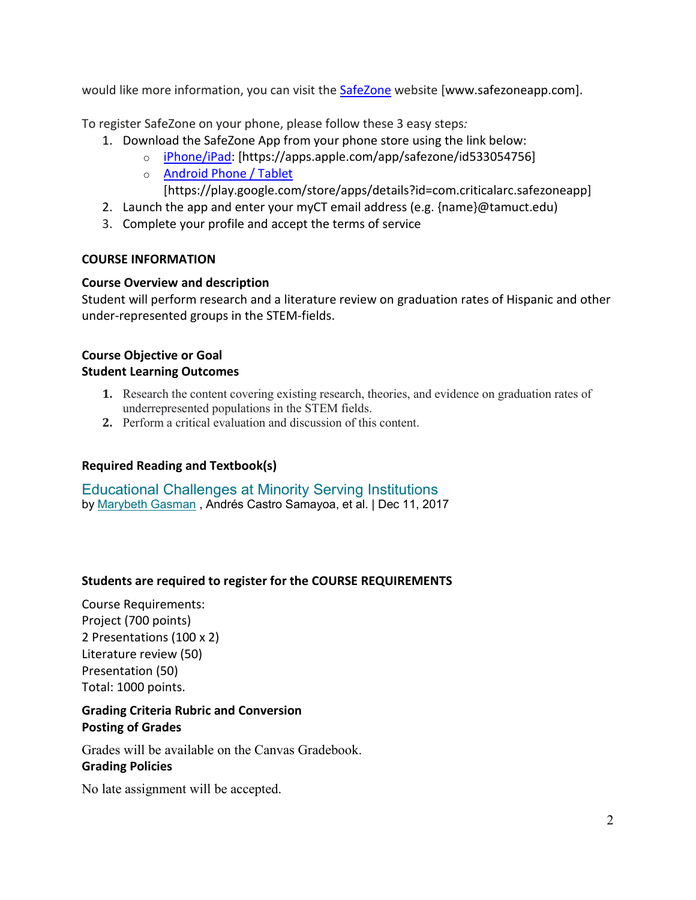would like more information, you can visit the [SafeZone](www.safezoneapp.com) website [www.safezoneapp.com].

To register SafeZone on your phone, please follow these 3 easy steps*:*

1. Download the SafeZone App from your phone store using the link below:
   - iPhone/iPad: [https://apps.apple.com/app/safezone/id533054756]
   - Android Phone / Tablet [https://play.google.com/store/apps/details?id=com.criticalarc.safezoneapp]
2. Launch the app and enter your myCT email address (e.g. {name}@tamuct.edu)
3. Complete your profile and accept the terms of service

### COURSE INFORMATION

#### Course Overview and description

Student will perform research and a literature review on graduation rates of Hispanic and other under-represented groups in the STEM-fields.

#### Course Objective or Goal

#### Student Learning Outcomes

1. Research the content covering existing research, theories, and evidence on graduation rates of underrepresented populations in the STEM fields.
2. Perform a critical evaluation and discussion of this content.

#### Required Reading and Textbook(s)

Educational Challenges at Minority Serving Institutions
by Marybeth Gasman , Andrés Castro Samayoa, et al. | Dec 11, 2017

#### Students are required to register for the COURSE REQUIREMENTS

Course Requirements:
Project (700 points)
2 Presentations (100 x 2)
Literature review (50)
Presentation (50)
Total: 1000 points.

#### Grading Criteria Rubric and Conversion

#### Posting of Grades

Grades will be available on the Canvas Gradebook.

#### Grading Policies

No late assignment will be accepted.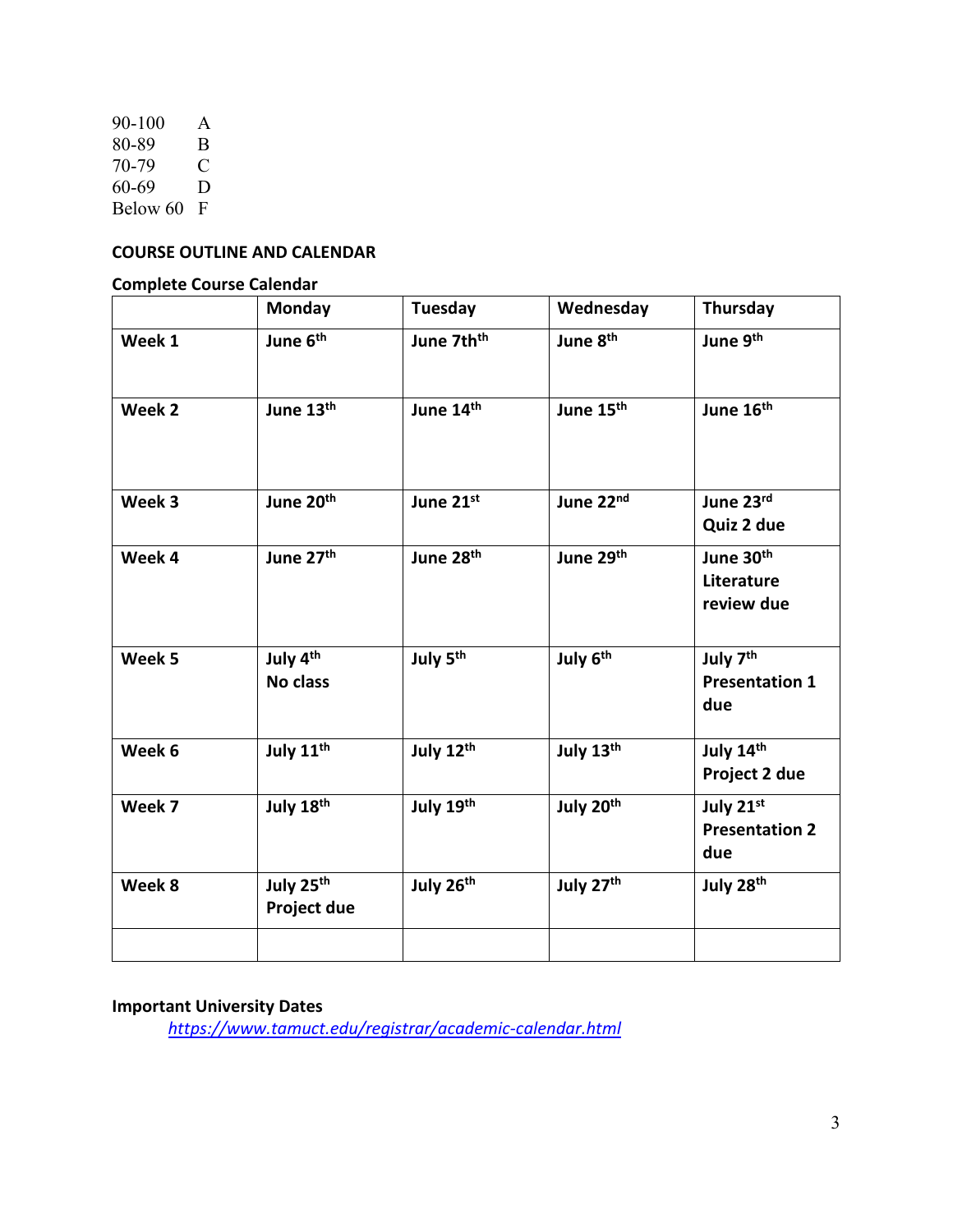90-100 A
80-89 B
70-79 C
60-69 D
Below 60 F

**COURSE OUTLINE AND CALENDAR**

**Complete Course Calendar**

| | Monday | Tuesday | Wednesday | Thursday |
|---|---|---|---|---|
| **Week 1** | **June 6th** | **June 7thth** | **June 8th** | **June 9th** |
| **Week 2** | **June 13th** | **June 14th** | **June 15th** | **June 16th** |
| **Week 3** | **June 20th** | **June 21st** | **June 22nd** | **June 23rd Quiz 2 due** |
| **Week 4** | **June 27th** | **June 28th** | **June 29th** | **June 30th Literature review due** |
| **Week 5** | **July 4th No class** | **July 5th** | **July 6th** | **July 7th Presentation 1 due** |
| **Week 6** | **July 11th** | **July 12th** | **July 13th** | **July 14th Project 2 due** |
| **Week 7** | **July 18th** | **July 19th** | **July 20th** | **July 21st Presentation 2 due** |
| **Week 8** | **July 25th Project due** | **July 26th** | **July 27th** | **July 28th** |
| | | | | |

**Important University Dates**

*https://www.tamuct.edu/registrar/academic-calendar.html*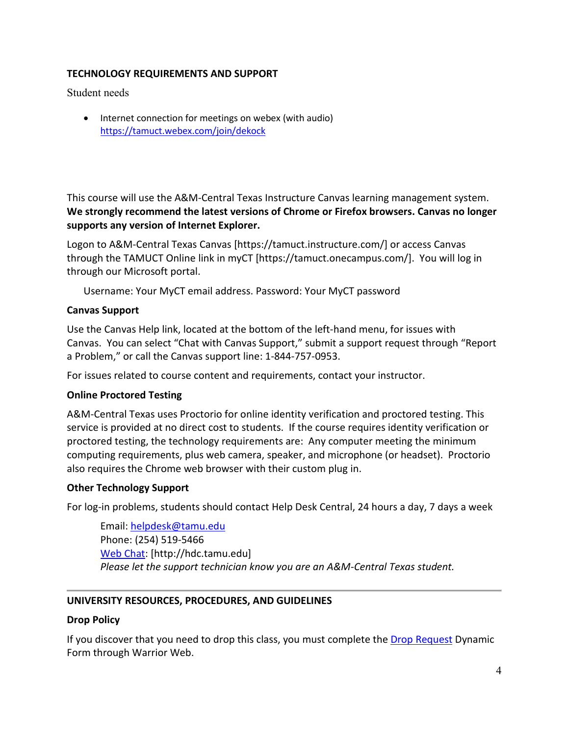## TECHNOLOGY REQUIREMENTS AND SUPPORT

Student needs

- Internet connection for meetings on webex (with audio) [https://tamuct.webex.com/join/dekock](https://tamuct.webex.com/join/dekock)

This course will use the A&M-Central Texas Instructure Canvas learning management system. **We strongly recommend the latest versions of Chrome or Firefox browsers. Canvas no longer supports any version of Internet Explorer.**

Logon to A&M-Central Texas Canvas [https://tamuct.instructure.com/] or access Canvas through the TAMUCT Online link in myCT [https://tamuct.onecampus.com/]. You will log in through our Microsoft portal.

Username: Your MyCT email address. Password: Your MyCT password

### Canvas Support

Use the Canvas Help link, located at the bottom of the left-hand menu, for issues with Canvas. You can select "Chat with Canvas Support," submit a support request through "Report a Problem," or call the Canvas support line: 1-844-757-0953.

For issues related to course content and requirements, contact your instructor.

### Online Proctored Testing

A&M-Central Texas uses Proctorio for online identity verification and proctored testing. This service is provided at no direct cost to students. If the course requires identity verification or proctored testing, the technology requirements are: Any computer meeting the minimum computing requirements, plus web camera, speaker, and microphone (or headset). Proctorio also requires the Chrome web browser with their custom plug in.

### Other Technology Support

For log-in problems, students should contact Help Desk Central, 24 hours a day, 7 days a week

Email: [helpdesk@tamu.edu](mailto:helpdesk@tamu.edu)
Phone: (254) 519-5466
Web Chat: [http://hdc.tamu.edu]
*Please let the support technician know you are an A&M-Central Texas student.*

---

## UNIVERSITY RESOURCES, PROCEDURES, AND GUIDELINES

### Drop Policy

If you discover that you need to drop this class, you must complete the Drop Request Dynamic Form through Warrior Web.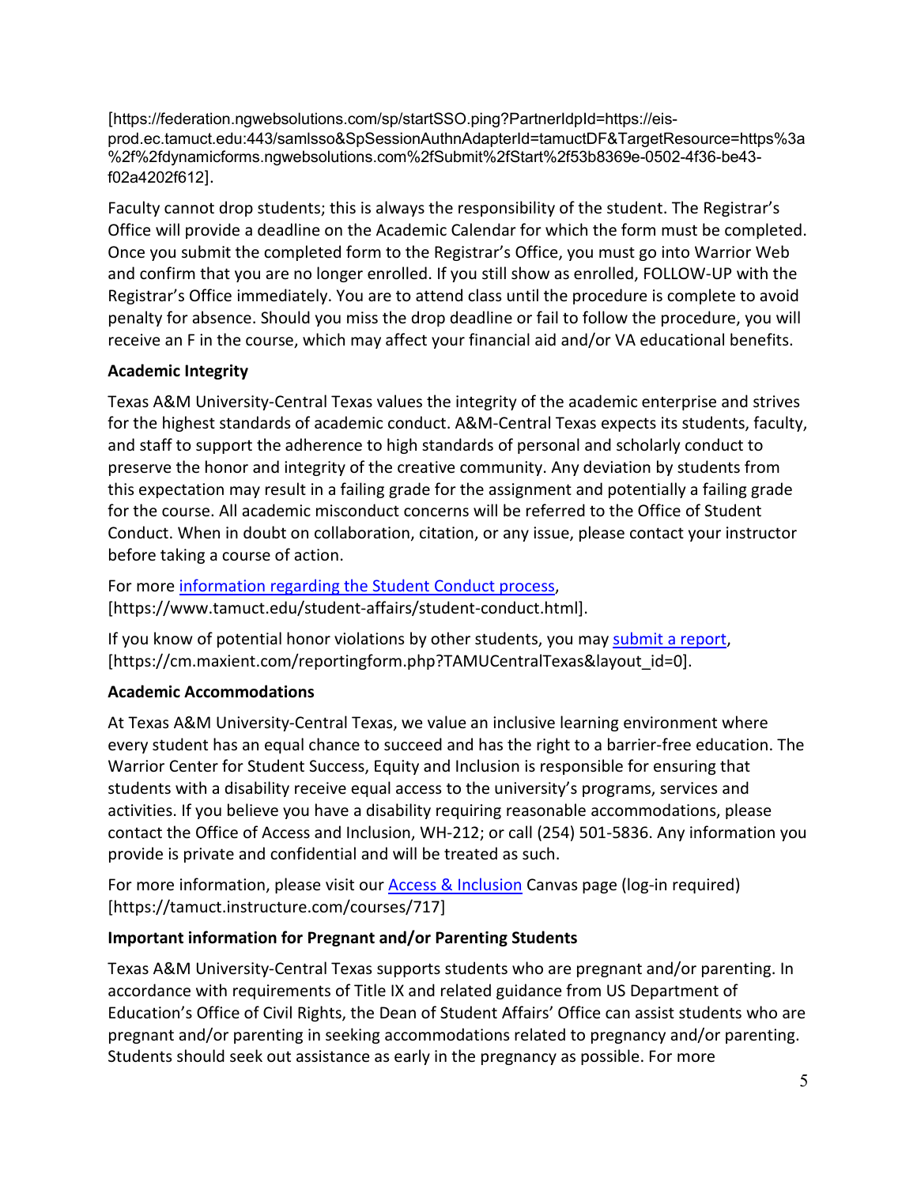[https://federation.ngwebsolutions.com/sp/startSSO.ping?PartnerIdpId=https://eis-prod.ec.tamuct.edu:443/samlsso&SpSessionAuthnAdapterId=tamuctDF&TargetResource=https%3a%2f%2fdynamicforms.ngwebsolutions.com%2fSubmit%2fStart%2f53b8369e-0502-4f36-be43-f02a4202f612].

Faculty cannot drop students; this is always the responsibility of the student. The Registrar's Office will provide a deadline on the Academic Calendar for which the form must be completed. Once you submit the completed form to the Registrar's Office, you must go into Warrior Web and confirm that you are no longer enrolled. If you still show as enrolled, FOLLOW-UP with the Registrar's Office immediately. You are to attend class until the procedure is complete to avoid penalty for absence. Should you miss the drop deadline or fail to follow the procedure, you will receive an F in the course, which may affect your financial aid and/or VA educational benefits.

**Academic Integrity**

Texas A&M University-Central Texas values the integrity of the academic enterprise and strives for the highest standards of academic conduct. A&M-Central Texas expects its students, faculty, and staff to support the adherence to high standards of personal and scholarly conduct to preserve the honor and integrity of the creative community. Any deviation by students from this expectation may result in a failing grade for the assignment and potentially a failing grade for the course. All academic misconduct concerns will be referred to the Office of Student Conduct. When in doubt on collaboration, citation, or any issue, please contact your instructor before taking a course of action.

For more information regarding the Student Conduct process, [https://www.tamuct.edu/student-affairs/student-conduct.html].

If you know of potential honor violations by other students, you may submit a report, [https://cm.maxient.com/reportingform.php?TAMUCentralTexas&layout_id=0].

**Academic Accommodations**

At Texas A&M University-Central Texas, we value an inclusive learning environment where every student has an equal chance to succeed and has the right to a barrier-free education. The Warrior Center for Student Success, Equity and Inclusion is responsible for ensuring that students with a disability receive equal access to the university's programs, services and activities. If you believe you have a disability requiring reasonable accommodations, please contact the Office of Access and Inclusion, WH-212; or call (254) 501-5836. Any information you provide is private and confidential and will be treated as such.

For more information, please visit our Access & Inclusion Canvas page (log-in required) [https://tamuct.instructure.com/courses/717]

**Important information for Pregnant and/or Parenting Students**

Texas A&M University-Central Texas supports students who are pregnant and/or parenting. In accordance with requirements of Title IX and related guidance from US Department of Education's Office of Civil Rights, the Dean of Student Affairs' Office can assist students who are pregnant and/or parenting in seeking accommodations related to pregnancy and/or parenting. Students should seek out assistance as early in the pregnancy as possible. For more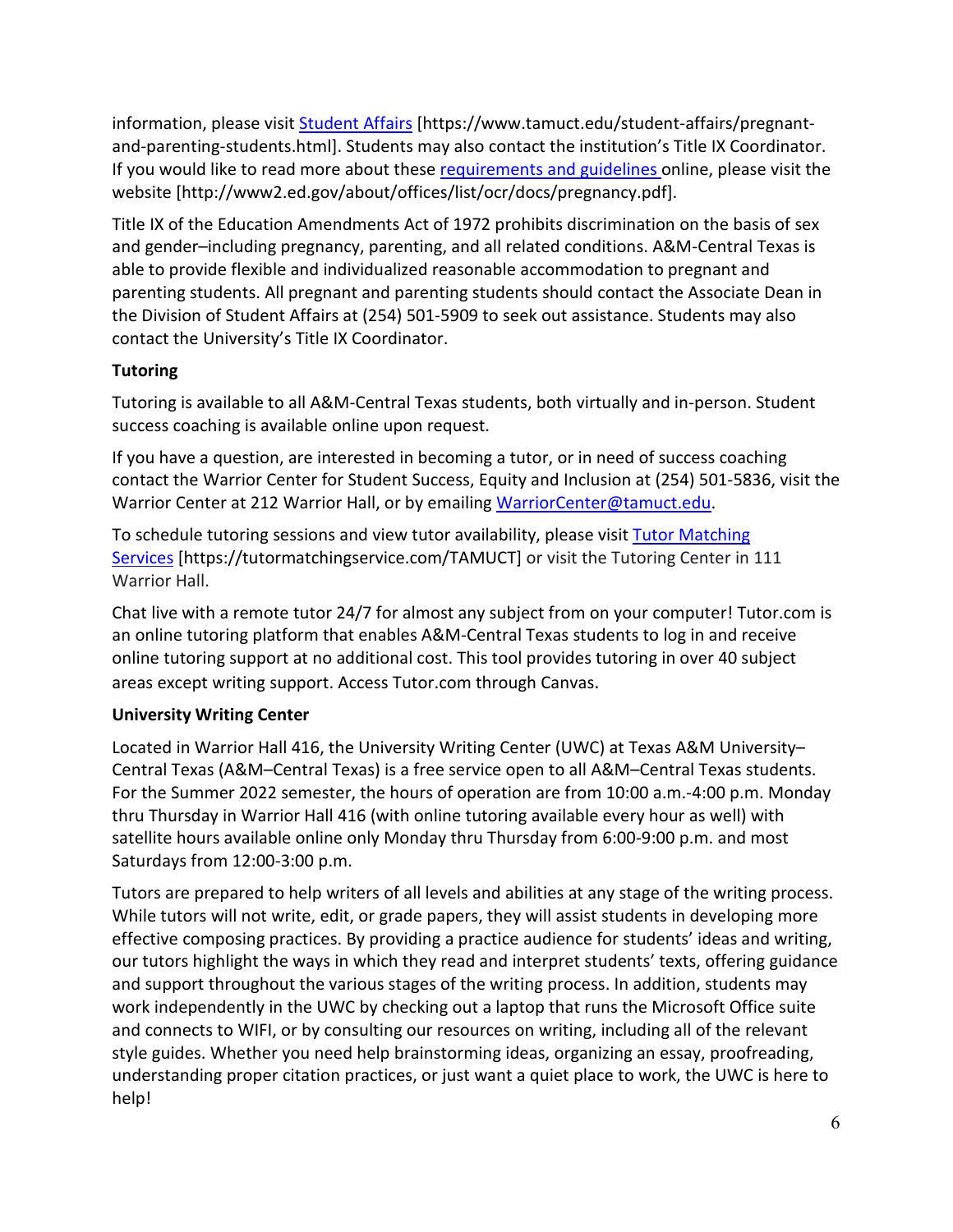information, please visit [Student Affairs](https://www.tamuct.edu/student-affairs/pregnant-and-parenting-students.html) [https://www.tamuct.edu/student-affairs/pregnant-and-parenting-students.html]. Students may also contact the institution's Title IX Coordinator. If you would like to read more about these [requirements and guidelines](http://www2.ed.gov/about/offices/list/ocr/docs/pregnancy.pdf) online, please visit the website [http://www2.ed.gov/about/offices/list/ocr/docs/pregnancy.pdf].

Title IX of the Education Amendments Act of 1972 prohibits discrimination on the basis of sex and gender–including pregnancy, parenting, and all related conditions. A&M-Central Texas is able to provide flexible and individualized reasonable accommodation to pregnant and parenting students. All pregnant and parenting students should contact the Associate Dean in the Division of Student Affairs at (254) 501-5909 to seek out assistance. Students may also contact the University's Title IX Coordinator.

**Tutoring**

Tutoring is available to all A&M-Central Texas students, both virtually and in-person. Student success coaching is available online upon request.

If you have a question, are interested in becoming a tutor, or in need of success coaching contact the Warrior Center for Student Success, Equity and Inclusion at (254) 501-5836, visit the Warrior Center at 212 Warrior Hall, or by emailing [WarriorCenter@tamuct.edu](mailto:WarriorCenter@tamuct.edu).

To schedule tutoring sessions and view tutor availability, please visit [Tutor Matching Services](https://tutormatchingservice.com/TAMUCT) [https://tutormatchingservice.com/TAMUCT] or visit the Tutoring Center in 111 Warrior Hall.

Chat live with a remote tutor 24/7 for almost any subject from on your computer! Tutor.com is an online tutoring platform that enables A&M-Central Texas students to log in and receive online tutoring support at no additional cost. This tool provides tutoring in over 40 subject areas except writing support. Access Tutor.com through Canvas.

**University Writing Center**

Located in Warrior Hall 416, the University Writing Center (UWC) at Texas A&M University–Central Texas (A&M–Central Texas) is a free service open to all A&M–Central Texas students. For the Summer 2022 semester, the hours of operation are from 10:00 a.m.-4:00 p.m. Monday thru Thursday in Warrior Hall 416 (with online tutoring available every hour as well) with satellite hours available online only Monday thru Thursday from 6:00-9:00 p.m. and most Saturdays from 12:00-3:00 p.m.

Tutors are prepared to help writers of all levels and abilities at any stage of the writing process. While tutors will not write, edit, or grade papers, they will assist students in developing more effective composing practices. By providing a practice audience for students' ideas and writing, our tutors highlight the ways in which they read and interpret students' texts, offering guidance and support throughout the various stages of the writing process. In addition, students may work independently in the UWC by checking out a laptop that runs the Microsoft Office suite and connects to WIFI, or by consulting our resources on writing, including all of the relevant style guides. Whether you need help brainstorming ideas, organizing an essay, proofreading, understanding proper citation practices, or just want a quiet place to work, the UWC is here to help!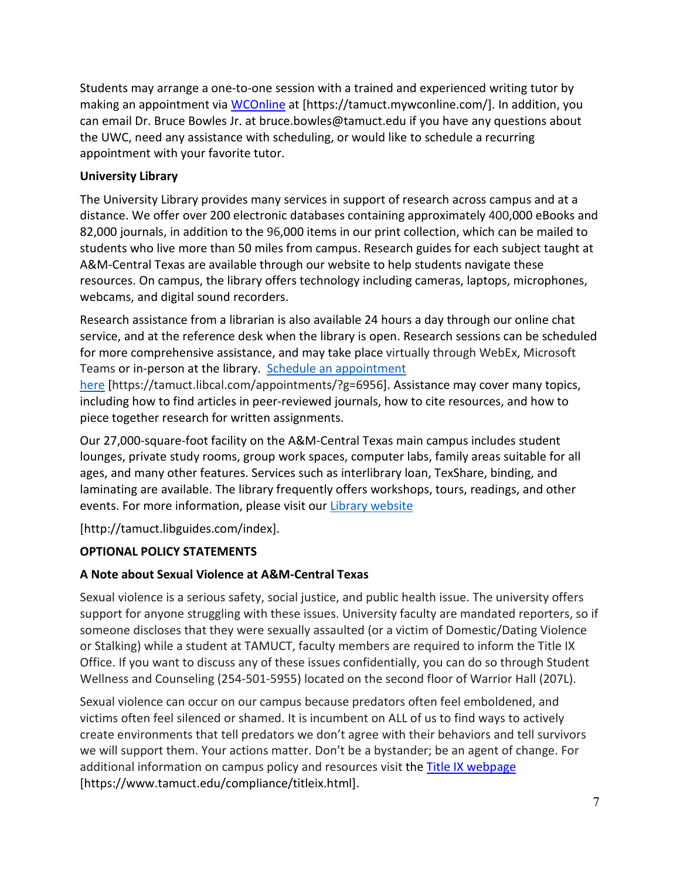Students may arrange a one-to-one session with a trained and experienced writing tutor by making an appointment via [WCOnline](https://tamuct.mywconline.com/) at [https://tamuct.mywconline.com/]. In addition, you can email Dr. Bruce Bowles Jr. at bruce.bowles@tamuct.edu if you have any questions about the UWC, need any assistance with scheduling, or would like to schedule a recurring appointment with your favorite tutor.

**University Library**

The University Library provides many services in support of research across campus and at a distance. We offer over 200 electronic databases containing approximately 400,000 eBooks and 82,000 journals, in addition to the 96,000 items in our print collection, which can be mailed to students who live more than 50 miles from campus. Research guides for each subject taught at A&M-Central Texas are available through our website to help students navigate these resources. On campus, the library offers technology including cameras, laptops, microphones, webcams, and digital sound recorders.

Research assistance from a librarian is also available 24 hours a day through our online chat service, and at the reference desk when the library is open. Research sessions can be scheduled for more comprehensive assistance, and may take place virtually through WebEx, Microsoft Teams or in-person at the library. [Schedule an appointment here](https://tamuct.libcal.com/appointments/?g=6956) [https://tamuct.libcal.com/appointments/?g=6956]. Assistance may cover many topics, including how to find articles in peer-reviewed journals, how to cite resources, and how to piece together research for written assignments.

Our 27,000-square-foot facility on the A&M-Central Texas main campus includes student lounges, private study rooms, group work spaces, computer labs, family areas suitable for all ages, and many other features. Services such as interlibrary loan, TexShare, binding, and laminating are available. The library frequently offers workshops, tours, readings, and other events. For more information, please visit our [Library website](http://tamuct.libguides.com/index)

[http://tamuct.libguides.com/index].

**OPTIONAL POLICY STATEMENTS**

**A Note about Sexual Violence at A&M-Central Texas**

Sexual violence is a serious safety, social justice, and public health issue. The university offers support for anyone struggling with these issues. University faculty are mandated reporters, so if someone discloses that they were sexually assaulted (or a victim of Domestic/Dating Violence or Stalking) while a student at TAMUCT, faculty members are required to inform the Title IX Office. If you want to discuss any of these issues confidentially, you can do so through Student Wellness and Counseling (254-501-5955) located on the second floor of Warrior Hall (207L).

Sexual violence can occur on our campus because predators often feel emboldened, and victims often feel silenced or shamed. It is incumbent on ALL of us to find ways to actively create environments that tell predators we don't agree with their behaviors and tell survivors we will support them. Your actions matter. Don't be a bystander; be an agent of change. For additional information on campus policy and resources visit the [Title IX webpage](https://www.tamuct.edu/compliance/titleix.html) [https://www.tamuct.edu/compliance/titleix.html].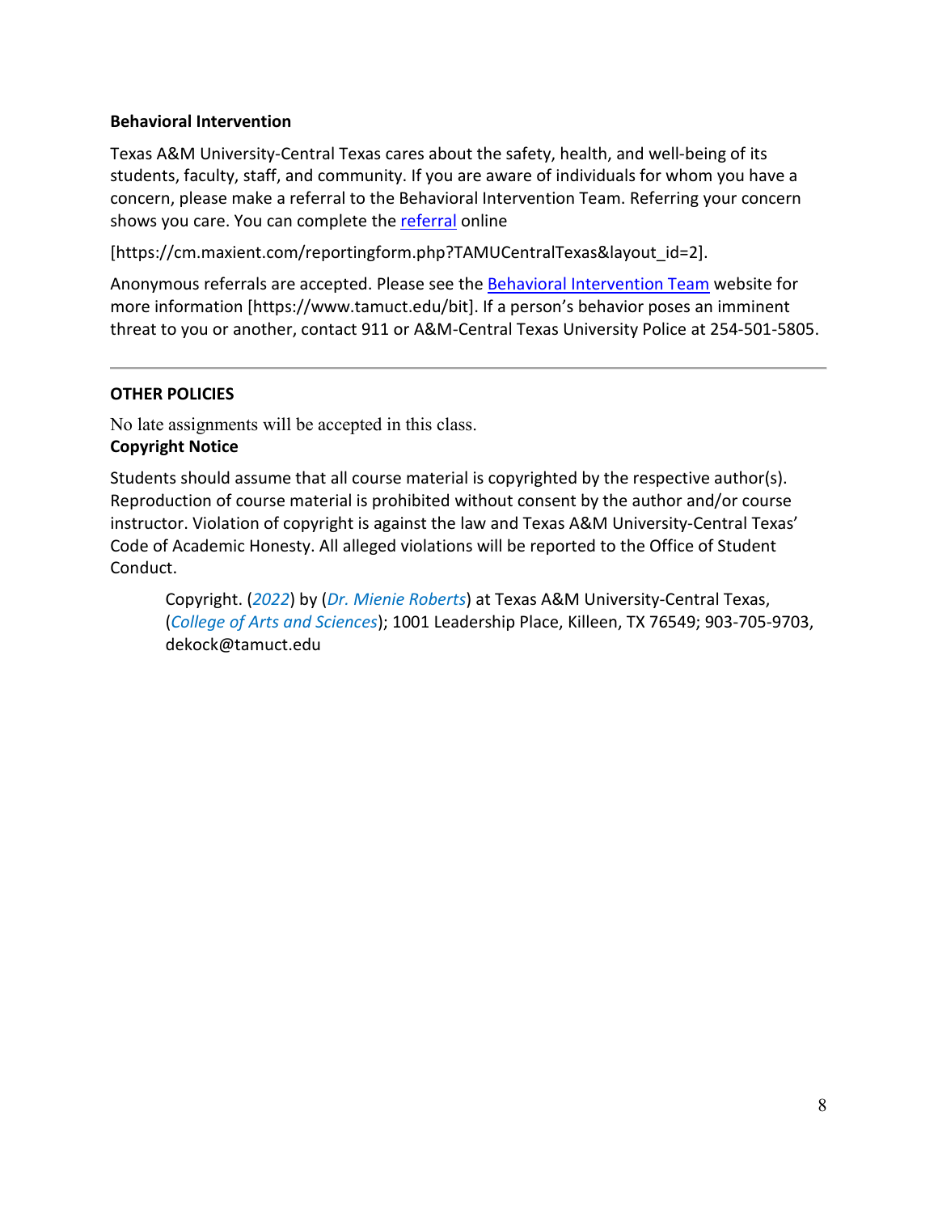**Behavioral Intervention**

Texas A&M University-Central Texas cares about the safety, health, and well-being of its students, faculty, staff, and community. If you are aware of individuals for whom you have a concern, please make a referral to the Behavioral Intervention Team. Referring your concern shows you care. You can complete the referral online

[https://cm.maxient.com/reportingform.php?TAMUCentralTexas&layout_id=2].

Anonymous referrals are accepted. Please see the Behavioral Intervention Team website for more information [https://www.tamuct.edu/bit]. If a person's behavior poses an imminent threat to you or another, contact 911 or A&M-Central Texas University Police at 254-501-5805.

---

**OTHER POLICIES**

No late assignments will be accepted in this class.

**Copyright Notice**

Students should assume that all course material is copyrighted by the respective author(s). Reproduction of course material is prohibited without consent by the author and/or course instructor. Violation of copyright is against the law and Texas A&M University-Central Texas' Code of Academic Honesty. All alleged violations will be reported to the Office of Student Conduct.

> Copyright. (*2022*) by (*Dr. Mienie Roberts*) at Texas A&M University-Central Texas, (*College of Arts and Sciences*); 1001 Leadership Place, Killeen, TX 76549; 903-705-9703, dekock@tamuct.edu